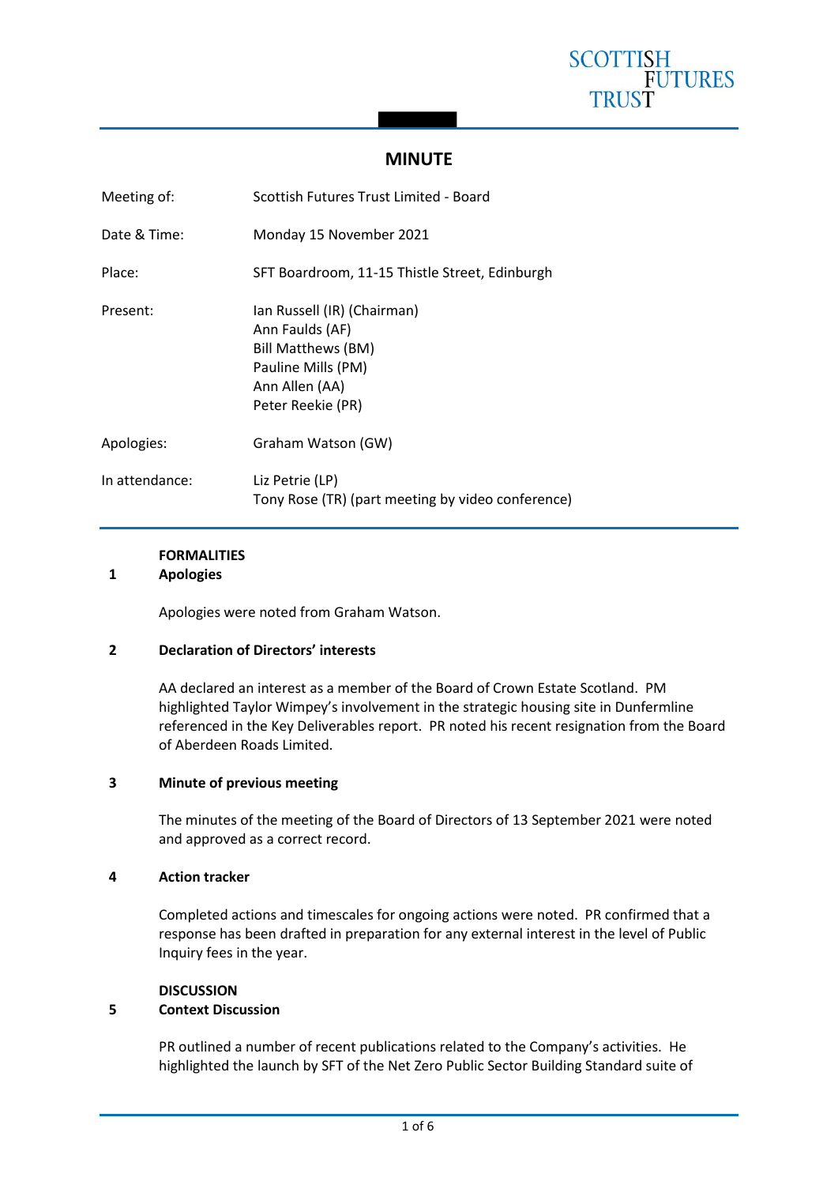# MINUTE

| | |
|---|---|
| Meeting of: | Scottish Futures Trust Limited - Board |
| Date & Time: | Monday 15 November 2021 |
| Place: | SFT Boardroom, 11-15 Thistle Street, Edinburgh |
| Present: | Ian Russell (IR) (Chairman)<br>Ann Faulds (AF)<br>Bill Matthews (BM)<br>Pauline Mills (PM)<br>Ann Allen (AA)<br>Peter Reekie (PR) |
| Apologies: | Graham Watson (GW) |
| In attendance: | Liz Petrie (LP)<br>Tony Rose (TR) (part meeting by video conference) |

## FORMALITIES

### 1 Apologies

Apologies were noted from Graham Watson.

### 2 Declaration of Directors' interests

AA declared an interest as a member of the Board of Crown Estate Scotland. PM highlighted Taylor Wimpey's involvement in the strategic housing site in Dunfermline referenced in the Key Deliverables report. PR noted his recent resignation from the Board of Aberdeen Roads Limited.

### 3 Minute of previous meeting

The minutes of the meeting of the Board of Directors of 13 September 2021 were noted and approved as a correct record.

### 4 Action tracker

Completed actions and timescales for ongoing actions were noted. PR confirmed that a response has been drafted in preparation for any external interest in the level of Public Inquiry fees in the year.

## DISCUSSION

### 5 Context Discussion

PR outlined a number of recent publications related to the Company's activities. He highlighted the launch by SFT of the Net Zero Public Sector Building Standard suite of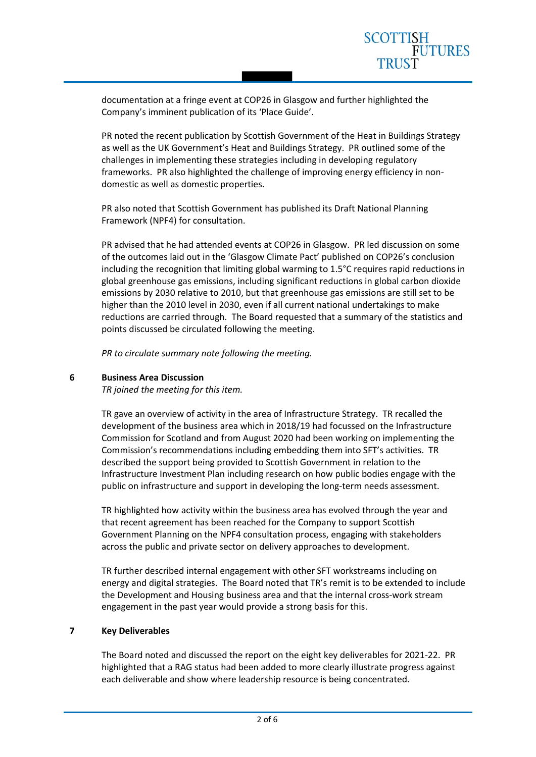documentation at a fringe event at COP26 in Glasgow and further highlighted the Company's imminent publication of its 'Place Guide'.

PR noted the recent publication by Scottish Government of the Heat in Buildings Strategy as well as the UK Government's Heat and Buildings Strategy. PR outlined some of the challenges in implementing these strategies including in developing regulatory frameworks. PR also highlighted the challenge of improving energy efficiency in non-domestic as well as domestic properties.

PR also noted that Scottish Government has published its Draft National Planning Framework (NPF4) for consultation.

PR advised that he had attended events at COP26 in Glasgow. PR led discussion on some of the outcomes laid out in the 'Glasgow Climate Pact' published on COP26's conclusion including the recognition that limiting global warming to 1.5°C requires rapid reductions in global greenhouse gas emissions, including significant reductions in global carbon dioxide emissions by 2030 relative to 2010, but that greenhouse gas emissions are still set to be higher than the 2010 level in 2030, even if all current national undertakings to make reductions are carried through. The Board requested that a summary of the statistics and points discussed be circulated following the meeting.

*PR to circulate summary note following the meeting.*

## 6 Business Area Discussion

*TR joined the meeting for this item.*

TR gave an overview of activity in the area of Infrastructure Strategy. TR recalled the development of the business area which in 2018/19 had focussed on the Infrastructure Commission for Scotland and from August 2020 had been working on implementing the Commission's recommendations including embedding them into SFT's activities. TR described the support being provided to Scottish Government in relation to the Infrastructure Investment Plan including research on how public bodies engage with the public on infrastructure and support in developing the long-term needs assessment.

TR highlighted how activity within the business area has evolved through the year and that recent agreement has been reached for the Company to support Scottish Government Planning on the NPF4 consultation process, engaging with stakeholders across the public and private sector on delivery approaches to development.

TR further described internal engagement with other SFT workstreams including on energy and digital strategies. The Board noted that TR's remit is to be extended to include the Development and Housing business area and that the internal cross-work stream engagement in the past year would provide a strong basis for this.

## 7 Key Deliverables

The Board noted and discussed the report on the eight key deliverables for 2021-22. PR highlighted that a RAG status had been added to more clearly illustrate progress against each deliverable and show where leadership resource is being concentrated.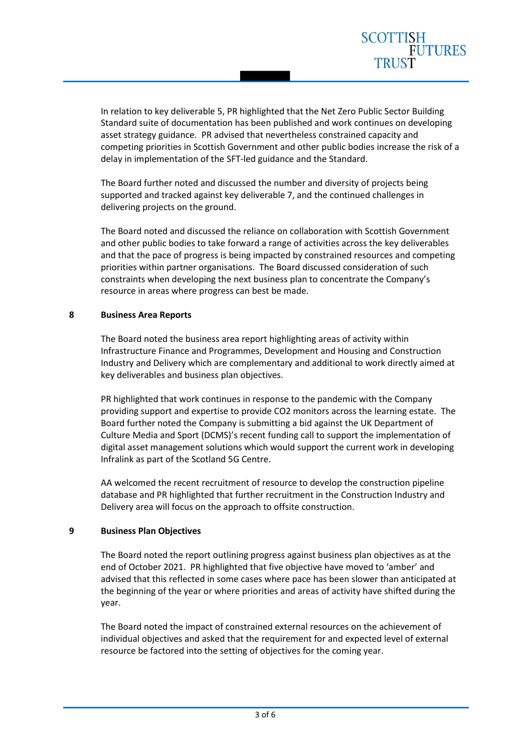In relation to key deliverable 5, PR highlighted that the Net Zero Public Sector Building Standard suite of documentation has been published and work continues on developing asset strategy guidance. PR advised that nevertheless constrained capacity and competing priorities in Scottish Government and other public bodies increase the risk of a delay in implementation of the SFT-led guidance and the Standard.

The Board further noted and discussed the number and diversity of projects being supported and tracked against key deliverable 7, and the continued challenges in delivering projects on the ground.

The Board noted and discussed the reliance on collaboration with Scottish Government and other public bodies to take forward a range of activities across the key deliverables and that the pace of progress is being impacted by constrained resources and competing priorities within partner organisations. The Board discussed consideration of such constraints when developing the next business plan to concentrate the Company's resource in areas where progress can best be made.

## 8 Business Area Reports

The Board noted the business area report highlighting areas of activity within Infrastructure Finance and Programmes, Development and Housing and Construction Industry and Delivery which are complementary and additional to work directly aimed at key deliverables and business plan objectives.

PR highlighted that work continues in response to the pandemic with the Company providing support and expertise to provide $CO_2$ monitors across the learning estate. The Board further noted the Company is submitting a bid against the UK Department of Culture Media and Sport (DCMS)'s recent funding call to support the implementation of digital asset management solutions which would support the current work in developing Infralink as part of the Scotland 5G Centre.

AA welcomed the recent recruitment of resource to develop the construction pipeline database and PR highlighted that further recruitment in the Construction Industry and Delivery area will focus on the approach to offsite construction.

## 9 Business Plan Objectives

The Board noted the report outlining progress against business plan objectives as at the end of October 2021. PR highlighted that five objective have moved to 'amber' and advised that this reflected in some cases where pace has been slower than anticipated at the beginning of the year or where priorities and areas of activity have shifted during the year.

The Board noted the impact of constrained external resources on the achievement of individual objectives and asked that the requirement for and expected level of external resource be factored into the setting of objectives for the coming year.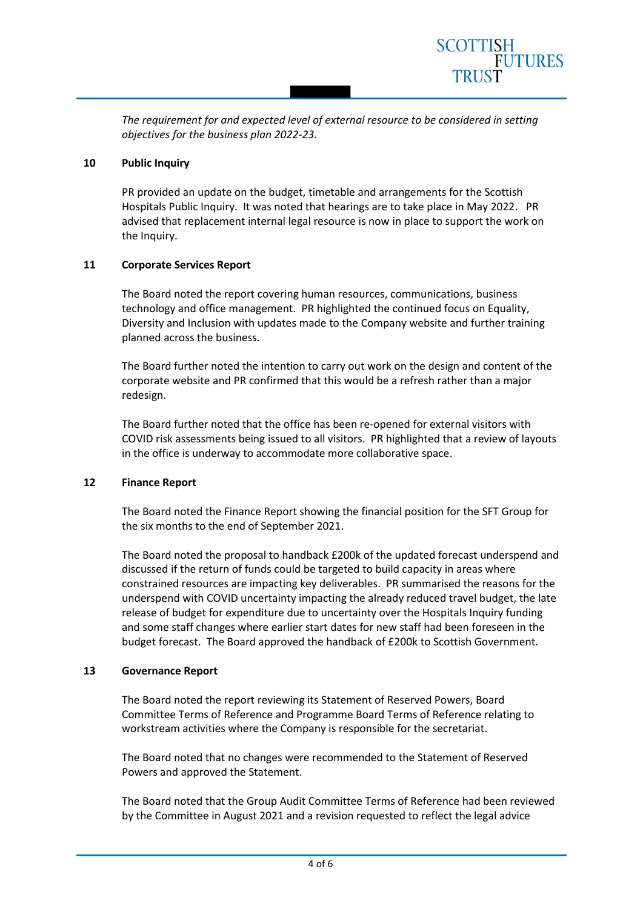*The requirement for and expected level of external resource to be considered in setting objectives for the business plan 2022-23.*

**10 Public Inquiry**

PR provided an update on the budget, timetable and arrangements for the Scottish Hospitals Public Inquiry. It was noted that hearings are to take place in May 2022. PR advised that replacement internal legal resource is now in place to support the work on the Inquiry.

**11 Corporate Services Report**

The Board noted the report covering human resources, communications, business technology and office management. PR highlighted the continued focus on Equality, Diversity and Inclusion with updates made to the Company website and further training planned across the business.

The Board further noted the intention to carry out work on the design and content of the corporate website and PR confirmed that this would be a refresh rather than a major redesign.

The Board further noted that the office has been re-opened for external visitors with COVID risk assessments being issued to all visitors. PR highlighted that a review of layouts in the office is underway to accommodate more collaborative space.

**12 Finance Report**

The Board noted the Finance Report showing the financial position for the SFT Group for the six months to the end of September 2021.

The Board noted the proposal to handback £200k of the updated forecast underspend and discussed if the return of funds could be targeted to build capacity in areas where constrained resources are impacting key deliverables. PR summarised the reasons for the underspend with COVID uncertainty impacting the already reduced travel budget, the late release of budget for expenditure due to uncertainty over the Hospitals Inquiry funding and some staff changes where earlier start dates for new staff had been foreseen in the budget forecast. The Board approved the handback of £200k to Scottish Government.

**13 Governance Report**

The Board noted the report reviewing its Statement of Reserved Powers, Board Committee Terms of Reference and Programme Board Terms of Reference relating to workstream activities where the Company is responsible for the secretariat.

The Board noted that no changes were recommended to the Statement of Reserved Powers and approved the Statement.

The Board noted that the Group Audit Committee Terms of Reference had been reviewed by the Committee in August 2021 and a revision requested to reflect the legal advice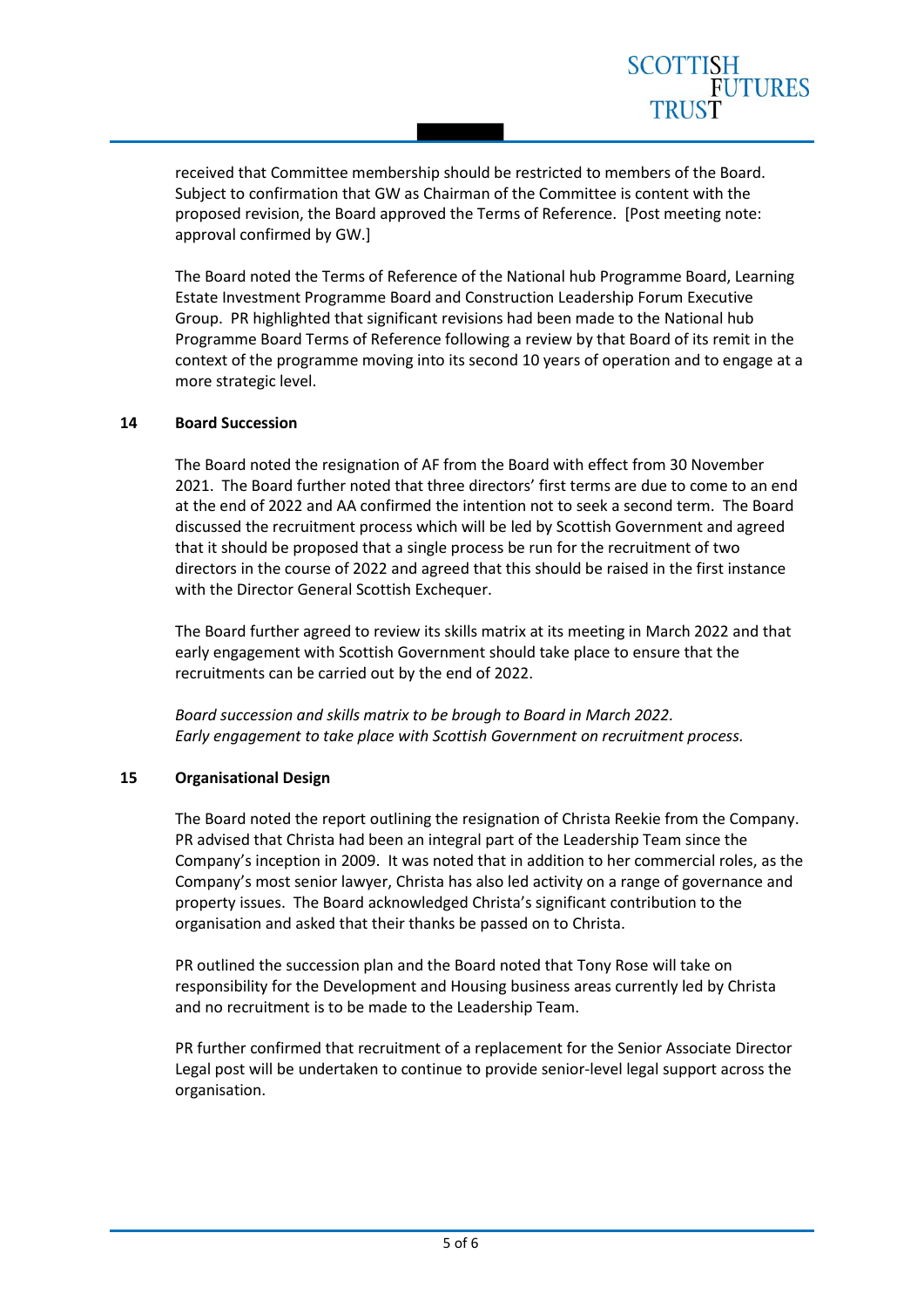received that Committee membership should be restricted to members of the Board. Subject to confirmation that GW as Chairman of the Committee is content with the proposed revision, the Board approved the Terms of Reference. [Post meeting note: approval confirmed by GW.]

The Board noted the Terms of Reference of the National hub Programme Board, Learning Estate Investment Programme Board and Construction Leadership Forum Executive Group. PR highlighted that significant revisions had been made to the National hub Programme Board Terms of Reference following a review by that Board of its remit in the context of the programme moving into its second 10 years of operation and to engage at a more strategic level.

## 14 Board Succession

The Board noted the resignation of AF from the Board with effect from 30 November 2021. The Board further noted that three directors' first terms are due to come to an end at the end of 2022 and AA confirmed the intention not to seek a second term. The Board discussed the recruitment process which will be led by Scottish Government and agreed that it should be proposed that a single process be run for the recruitment of two directors in the course of 2022 and agreed that this should be raised in the first instance with the Director General Scottish Exchequer.

The Board further agreed to review its skills matrix at its meeting in March 2022 and that early engagement with Scottish Government should take place to ensure that the recruitments can be carried out by the end of 2022.

*Board succession and skills matrix to be brough to Board in March 2022.*
*Early engagement to take place with Scottish Government on recruitment process.*

## 15 Organisational Design

The Board noted the report outlining the resignation of Christa Reekie from the Company. PR advised that Christa had been an integral part of the Leadership Team since the Company's inception in 2009. It was noted that in addition to her commercial roles, as the Company's most senior lawyer, Christa has also led activity on a range of governance and property issues. The Board acknowledged Christa's significant contribution to the organisation and asked that their thanks be passed on to Christa.

PR outlined the succession plan and the Board noted that Tony Rose will take on responsibility for the Development and Housing business areas currently led by Christa and no recruitment is to be made to the Leadership Team.

PR further confirmed that recruitment of a replacement for the Senior Associate Director Legal post will be undertaken to continue to provide senior-level legal support across the organisation.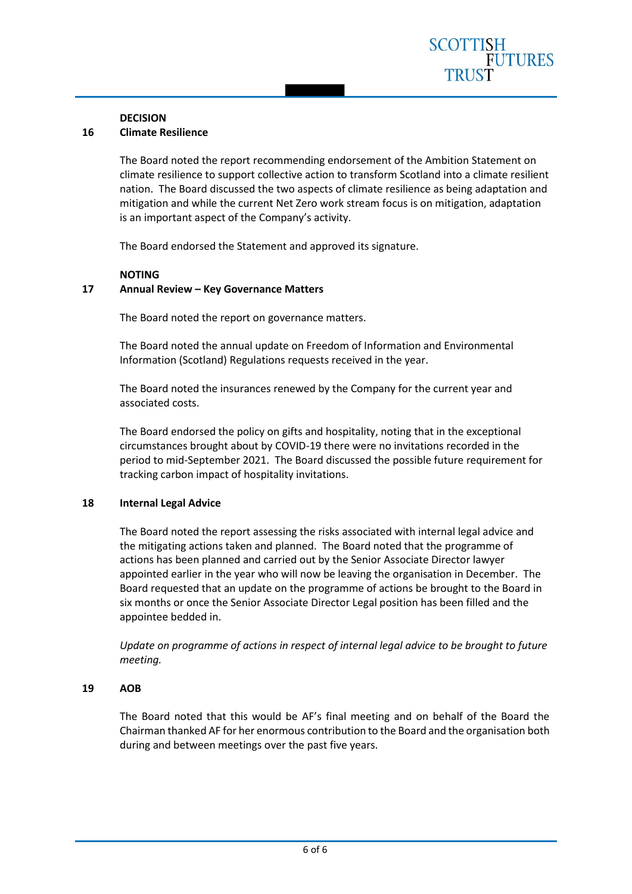**DECISION**

**16 Climate Resilience**

The Board noted the report recommending endorsement of the Ambition Statement on climate resilience to support collective action to transform Scotland into a climate resilient nation. The Board discussed the two aspects of climate resilience as being adaptation and mitigation and while the current Net Zero work stream focus is on mitigation, adaptation is an important aspect of the Company's activity.

The Board endorsed the Statement and approved its signature.

**NOTING**

**17 Annual Review – Key Governance Matters**

The Board noted the report on governance matters.

The Board noted the annual update on Freedom of Information and Environmental Information (Scotland) Regulations requests received in the year.

The Board noted the insurances renewed by the Company for the current year and associated costs.

The Board endorsed the policy on gifts and hospitality, noting that in the exceptional circumstances brought about by COVID-19 there were no invitations recorded in the period to mid-September 2021. The Board discussed the possible future requirement for tracking carbon impact of hospitality invitations.

**18 Internal Legal Advice**

The Board noted the report assessing the risks associated with internal legal advice and the mitigating actions taken and planned. The Board noted that the programme of actions has been planned and carried out by the Senior Associate Director lawyer appointed earlier in the year who will now be leaving the organisation in December. The Board requested that an update on the programme of actions be brought to the Board in six months or once the Senior Associate Director Legal position has been filled and the appointee bedded in.

*Update on programme of actions in respect of internal legal advice to be brought to future meeting.*

**19 AOB**

The Board noted that this would be AF's final meeting and on behalf of the Board the Chairman thanked AF for her enormous contribution to the Board and the organisation both during and between meetings over the past five years.